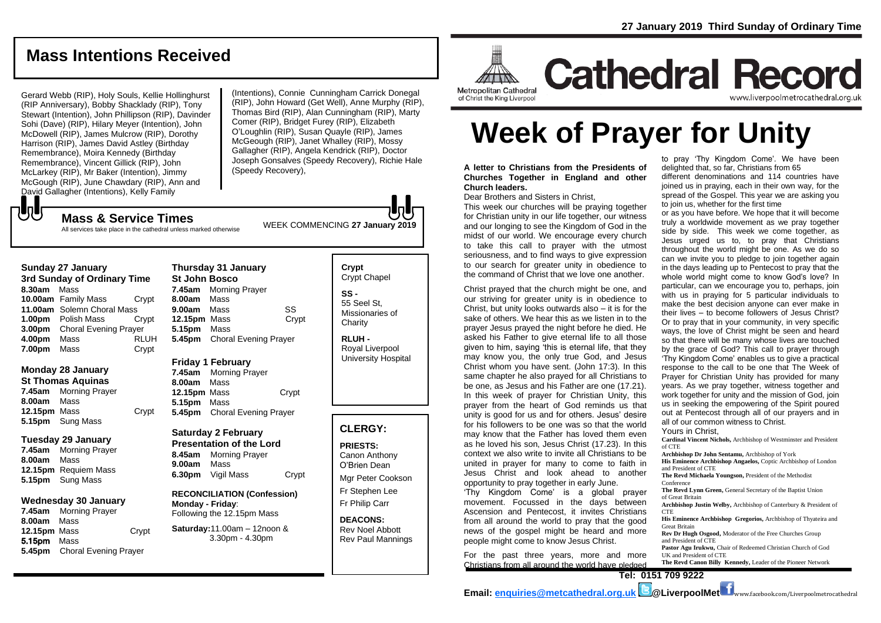27 January 2019 Third Sunday of Ordinary Time

## Mass Intentions Received

Gerard Webb (RIP), Holy Souls, Kellie Hollinghurst (RIP Anniversary), Bobby Shacklady (RIP), Tony Stewart (Intention), John Phillipson (RIP), Davinder Sohi (Dave) (RIP), Hilary Meyer (Intention), John McDowell (RIP), James Mulcrow (RIP), Dorothy Harrison (RIP), James David Astley (Birthday Remembrance), Moira Kennedy (Birthday Remembrance), Vincent Gillick (RIP), John McLarkey (RIP), Mr Baker (Intention), Jimmy McGough (RIP), June Chawdary (RIP), Ann and David Gallagher (Intentions), Kelly Family (Intentions), Connie Cunningham Carrick Donegal (RIP), John Howard (Get Well), Anne Murphy (RIP), Thomas Bird (RIP), Alan Cunningham (RIP), Marty Comer (RIP), Bridget Furey (RIP), Elizabeth O'Loughlin (RIP), Susan Quayle (RIP), James McGeough (RIP), Janet Whalley (RIP), Mossy Gallagher (RIP), Angela Kendrick (RIP), Doctor Joseph Gonsalves (Speedy Recovery), Richie Hale (Speedy Recovery),

## Mass & Service Times

All services take place in the cathedral unless marked otherwise

WEEK COMMENCING **27 January 2019**

### Sunday 27 January
**3rd Sunday of Ordinary Time**

| | | |
|---|---|---|
| **8.30am** | Mass | |
| **10.00am** | Family Mass | Crypt |
| **11.00am** | Solemn Choral Mass | |
| **1.00pm** | Polish Mass | Crypt |
| **3.00pm** | Choral Evening Prayer | |
| **4.00pm** | Mass | RLUH |
| **7.00pm** | Mass | Crypt |

### Monday 28 January
**St Thomas Aquinas**

| | | |
|---|---|---|
| **7.45am** | Morning Prayer | |
| **8.00am** | Mass | |
| **12.15pm** | Mass | Crypt |
| **5.15pm** | Sung Mass | |

### Tuesday 29 January

| | | |
|---|---|---|
| **7.45am** | Morning Prayer | |
| **8.00am** | Mass | |
| **12.15pm** | Requiem Mass | |
| **5.15pm** | Sung Mass | |

### Wednesday 30 January

| | | |
|---|---|---|
| **7.45am** | Morning Prayer | |
| **8.00am** | Mass | |
| **12.15pm** | Mass | Crypt |
| **5.15pm** | Mass | |
| **5.45pm** | Choral Evening Prayer | |

### Thursday 31 January
**St John Bosco**

| | | |
|---|---|---|
| **7.45am** | Morning Prayer | |
| **8.00am** | Mass | |
| **9.00am** | Mass | SS |
| **12.15pm** | Mass | Crypt |
| **5.15pm** | Mass | |
| **5.45pm** | Choral Evening Prayer | |

### Friday 1 February

| | | |
|---|---|---|
| **7.45am** | Morning Prayer | |
| **8.00am** | Mass | |
| **12.15pm** | Mass | Crypt |
| **5.15pm** | Mass | |
| **5.45pm** | Choral Evening Prayer | |

### Saturday 2 February
**Presentation of the Lord**

| | | |
|---|---|---|
| **8.45am** | Morning Prayer | |
| **9.00am** | Mass | |
| **6.30pm** | Vigil Mass | Crypt |

**RECONCILIATION (Confession)**
**Monday - Friday**: Following the 12.15pm Mass

**Saturday:** 11.00am – 12noon & 3.30pm - 4.30pm

**Crypt**
Crypt Chapel

**SS -**
55 Seel St, Missionaries of Charity

**RLUH -**
Royal Liverpool University Hospital

## CLERGY:

**PRIESTS:**
Canon Anthony O'Brien Dean
Mgr Peter Cookson
Fr Stephen Lee
Fr Philip Carr

**DEACONS:**
Rev Noel Abbott
Rev Paul Mannings

Metropolitan Cathedral of Christ the King Liverpool

# Cathedral Record

www.liverpoolmetrocathedral.org.uk

# Week of Prayer for Unity

**A letter to Christians from the Presidents of Churches Together in England and other Church leaders.**

Dear Brothers and Sisters in Christ,

This week our churches will be praying together for Christian unity in our life together, our witness and our longing to see the Kingdom of God in the midst of our world. We encourage every church to take this call to prayer with the utmost seriousness, and to find ways to give expression to our search for greater unity in obedience to the command of Christ that we love one another.

Christ prayed that the church might be one, and our striving for greater unity is in obedience to Christ, but unity looks outwards also – it is for the sake of others. We hear this as we listen in to the prayer Jesus prayed the night before he died. He asked his Father to give eternal life to all those given to him, saying 'this is eternal life, that they may know you, the only true God, and Jesus Christ whom you have sent. (John 17:3). In this same chapter he also prayed for all Christians to be one, as Jesus and his Father are one (17.21). In this week of prayer for Christian Unity, this prayer from the heart of God reminds us that unity is good for us and for others. Jesus' desire for his followers to be one was so that the world may know that the Father has loved them even as he loved his son, Jesus Christ (17.23). In this context we also write to invite all Christians to be united in prayer for many to come to faith in Jesus Christ and look ahead to another opportunity to pray together in early June.

'Thy Kingdom Come' is a global prayer movement. Focussed in the days between Ascension and Pentecost, it invites Christians from all around the world to pray that the good news of the gospel might be heard and more people might come to know Jesus Christ.

For the past three years, more and more Christians from all around the world have pledged to pray 'Thy Kingdom Come'. We have been delighted that, so far, Christians from 65 different denominations and 114 countries have joined us in praying, each in their own way, for the spread of the Gospel. This year we are asking you to join us, whether for the first time or as you have before. We hope that it will become truly a worldwide movement as we pray together side by side. This week we come together, as Jesus urged us to, to pray that Christians throughout the world might be one. As we do so can we invite you to pledge to join together again in the days leading up to Pentecost to pray that the whole world might come to know God's love? In particular, can we encourage you to, perhaps, join with us in praying for 5 particular individuals to make the best decision anyone can ever make in their lives – to become followers of Jesus Christ? Or to pray that in your community, in very specific ways, the love of Christ might be seen and heard so that there will be many whose lives are touched by the grace of God? This call to prayer through 'Thy Kingdom Come' enables us to give a practical response to the call to be one that The Week of Prayer for Christian Unity has provided for many years. As we pray together, witness together and work together for unity and the mission of God, join us in seeking the empowering of the Spirit poured out at Pentecost through all of our prayers and in all of our common witness to Christ.

Yours in Christ,

**Cardinal Vincent Nichols,** Archbishop of Westminster and President of CTE
**Archbishop Dr John Sentamu,** Archbishop of York
**His Eminence Archbishop Angaelos,** Coptic Archbishop of London and President of CTE
**The Revd Michaela Youngson,** President of the Methodist Conference
**The Revd Lynn Green,** General Secretary of the Baptist Union of Great Britain
**Archbishop Justin Welby,** Archbishop of Canterbury & President of CTE
**His Eminence Archbishop Gregorios,** Archbishop of Thyateira and Great Britain
**Rev Dr Hugh Osgood,** Moderator of the Free Churches Group and President of CTE
**Pastor Agu Irukwu,** Chair of Redeemed Christian Church of God UK and President of CTE
**The Revd Canon Billy Kennedy,** Leader of the Pioneer Network

**Tel: 0151 709 9222**

**Email: enquiries@metcathedral.org.uk @LiverpoolMet** www.facebook.com/Liverpoolmetrocathedral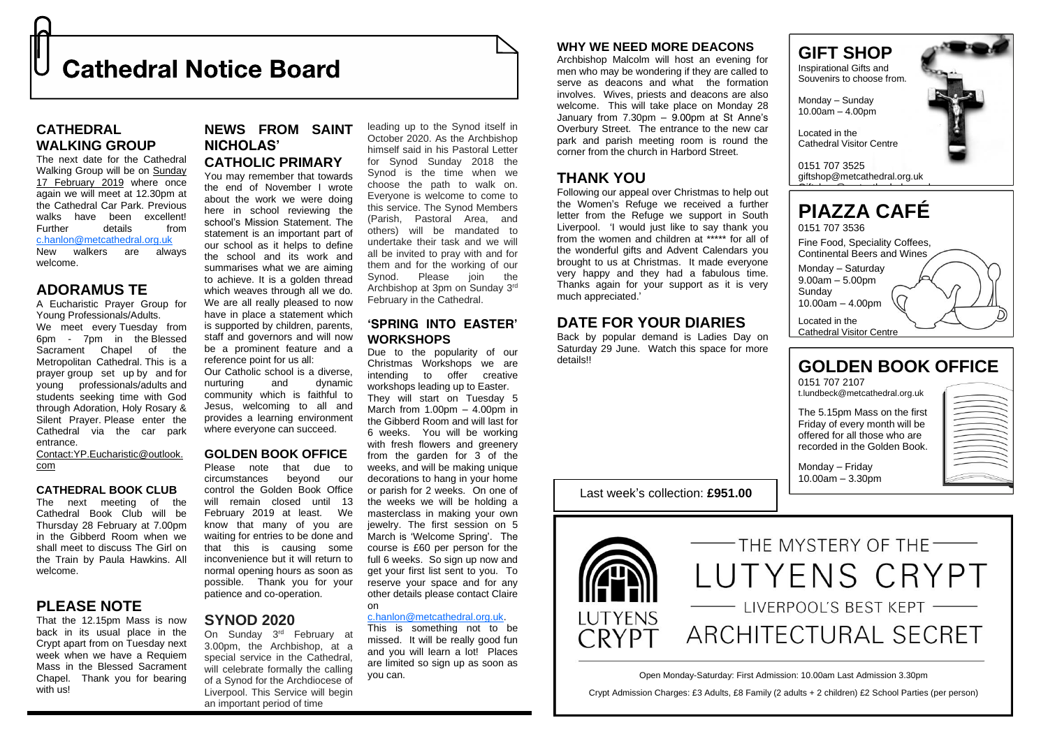# Cathedral Notice Board

## CATHEDRAL WALKING GROUP

The next date for the Cathedral Walking Group will be on Sunday 17 February 2019 where once again we will meet at 12.30pm at the Cathedral Car Park. Previous walks have been excellent! Further details from c.hanlon@metcathedral.org.uk

New walkers are always welcome.

## ADORAMUS TE

A Eucharistic Prayer Group for Young Professionals/Adults.

We meet every Tuesday from 6pm - 7pm in the Blessed Sacrament Chapel of the Metropolitan Cathedral. This is a prayer group set up by and for young professionals/adults and students seeking time with God through Adoration, Holy Rosary & Silent Prayer. Please enter the Cathedral via the car park entrance.

Contact:YP.Eucharistic@outlook.com

### CATHEDRAL BOOK CLUB

The next meeting of the Cathedral Book Club will be Thursday 28 February at 7.00pm in the Gibberd Room when we shall meet to discuss The Girl on the Train by Paula Hawkins. All welcome.

## PLEASE NOTE

That the 12.15pm Mass is now back in its usual place in the Crypt apart from on Tuesday next week when we have a Requiem Mass in the Blessed Sacrament Chapel. Thank you for bearing with us!

## NEWS FROM SAINT NICHOLAS' CATHOLIC PRIMARY

You may remember that towards the end of November I wrote about the work we were doing here in school reviewing the school's Mission Statement. The statement is an important part of our school as it helps to define the school and its work and summarises what we are aiming to achieve. It is a golden thread which weaves through all we do. We are all really pleased to now have in place a statement which is supported by children, parents, staff and governors and will now be a prominent feature and a reference point for us all:

Our Catholic school is a diverse, nurturing and dynamic community which is faithful to Jesus, welcoming to all and provides a learning environment where everyone can succeed.

### GOLDEN BOOK OFFICE

Please note that due to circumstances beyond our control the Golden Book Office will remain closed until 13 February 2019 at least. We know that many of you are waiting for entries to be done and that this is causing some inconvenience but it will return to normal opening hours as soon as possible. Thank you for your patience and co-operation.

## SYNOD 2020

On Sunday 3rd February at 3.00pm, the Archbishop, at a special service in the Cathedral, will celebrate formally the calling of a Synod for the Archdiocese of Liverpool. This Service will begin an important period of time leading up to the Synod itself in October 2020. As the Archbishop himself said in his Pastoral Letter for Synod Sunday 2018 the Synod is the time when we choose the path to walk on. Everyone is welcome to come to this service. The Synod Members (Parish, Pastoral Area, and others) will be mandated to undertake their task and we will all be invited to pray with and for them and for the working of our Synod. Please join the Archbishop at 3pm on Sunday 3rd February in the Cathedral.

### 'SPRING INTO EASTER' WORKSHOPS

Due to the popularity of our Christmas Workshops we are intending to offer creative workshops leading up to Easter. They will start on Tuesday 5 March from 1.00pm – 4.00pm in the Gibberd Room and will last for 6 weeks. You will be working with fresh flowers and greenery from the garden for 3 of the weeks, and will be making unique decorations to hang in your home or parish for 2 weeks. On one of the weeks we will be holding a masterclass in making your own jewelry. The first session on 5 March is 'Welcome Spring'. The course is £60 per person for the full 6 weeks. So sign up now and get your first list sent to you. To reserve your space and for any other details please contact Claire on c.hanlon@metcathedral.org.uk.

This is something not to be missed. It will be really good fun and you will learn a lot! Places are limited so sign up as soon as you can.

### WHY WE NEED MORE DEACONS

Archbishop Malcolm will host an evening for men who may be wondering if they are called to serve as deacons and what the formation involves. Wives, priests and deacons are also welcome. This will take place on Monday 28 January from 7.30pm – 9.00pm at St Anne's Overbury Street. The entrance to the new car park and parish meeting room is round the corner from the church in Harbord Street.

## THANK YOU

Following our appeal over Christmas to help out the Women's Refuge we received a further letter from the Refuge we support in South Liverpool. 'I would just like to say thank you from the women and children at ***** for all of the wonderful gifts and Advent Calendars you brought to us at Christmas. It made everyone very happy and they had a fabulous time. Thanks again for your support as it is very much appreciated.'

## DATE FOR YOUR DIARIES

Back by popular demand is Ladies Day on Saturday 29 June. Watch this space for more details!!

Last week's collection: **£951.00**

## GIFT SHOP

Inspirational Gifts and Souvenirs to choose from.

Monday – Sunday
10.00am – 4.00pm

Located in the Cathedral Visitor Centre

0151 707 3525
giftshop@metcathedral.org.uk

# PIAZZA CAFÉ

0151 707 3536

Fine Food, Speciality Coffees, Continental Beers and Wines

Monday – Saturday
9.00am – 5.00pm
Sunday
10.00am – 4.00pm

Located in the Cathedral Visitor Centre

## GOLDEN BOOK OFFICE

0151 707 2107
t.lundbeck@metcathedral.org.uk

The 5.15pm Mass on the first Friday of every month will be offered for all those who are recorded in the Golden Book.

Monday – Friday
10.00am – 3.30pm

LUTYENS CRYPT

THE MYSTERY OF THE LUTYENS CRYPT

LIVERPOOL'S BEST KEPT ARCHITECTURAL SECRET

Open Monday-Saturday: First Admission: 10.00am Last Admission 3.30pm

Crypt Admission Charges: £3 Adults, £8 Family (2 adults + 2 children) £2 School Parties (per person)